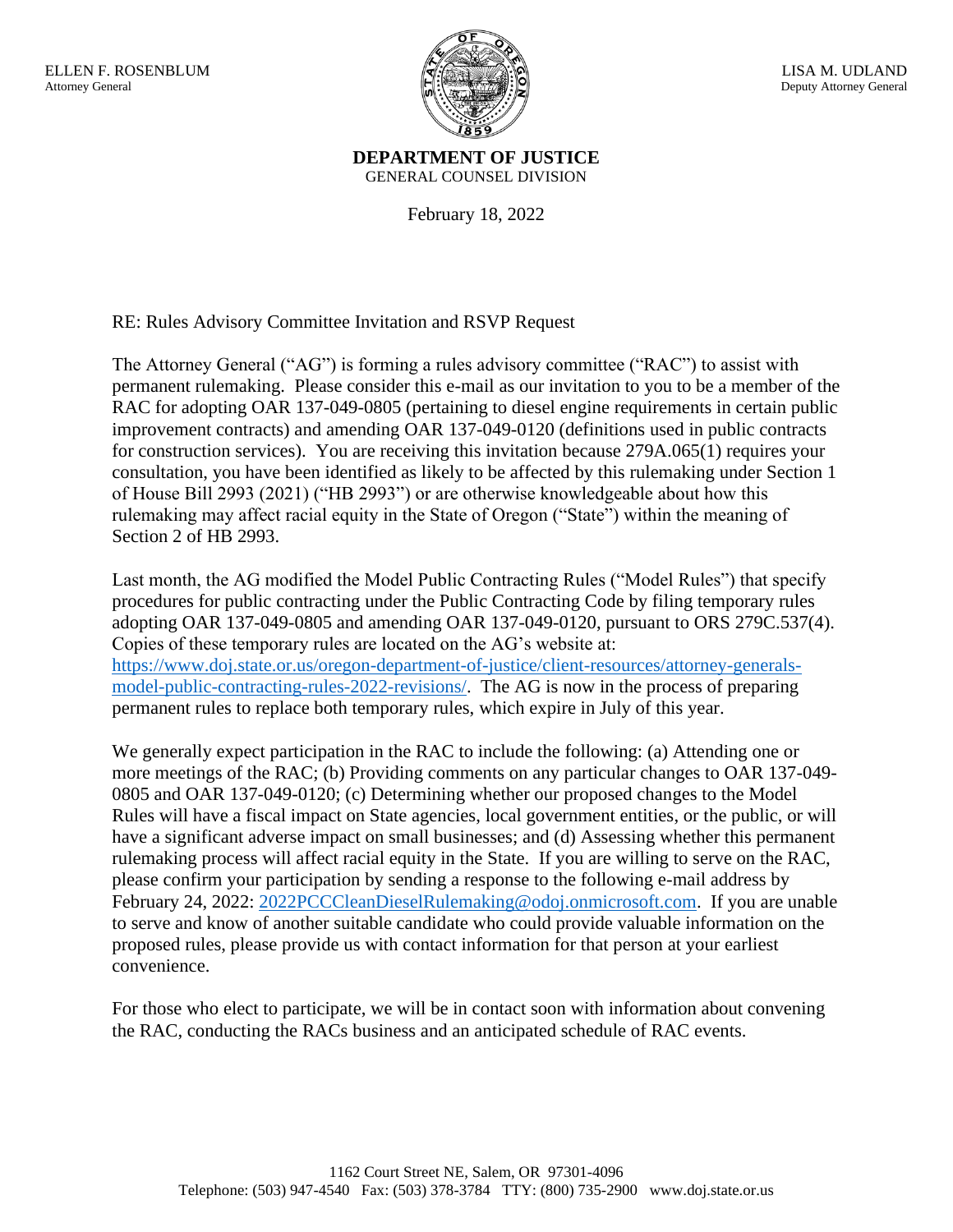ELLEN F. ROSENBLUM
Attorney General

LISA M. UDLAND
Deputy Attorney General

**DEPARTMENT OF JUSTICE**
GENERAL COUNSEL DIVISION

February 18, 2022

RE: Rules Advisory Committee Invitation and RSVP Request

The Attorney General ("AG") is forming a rules advisory committee ("RAC") to assist with permanent rulemaking. Please consider this e-mail as our invitation to you to be a member of the RAC for adopting OAR 137-049-0805 (pertaining to diesel engine requirements in certain public improvement contracts) and amending OAR 137-049-0120 (definitions used in public contracts for construction services). You are receiving this invitation because 279A.065(1) requires your consultation, you have been identified as likely to be affected by this rulemaking under Section 1 of House Bill 2993 (2021) ("HB 2993") or are otherwise knowledgeable about how this rulemaking may affect racial equity in the State of Oregon ("State") within the meaning of Section 2 of HB 2993.

Last month, the AG modified the Model Public Contracting Rules ("Model Rules") that specify procedures for public contracting under the Public Contracting Code by filing temporary rules adopting OAR 137-049-0805 and amending OAR 137-049-0120, pursuant to ORS 279C.537(4). Copies of these temporary rules are located on the AG's website at: [https://www.doj.state.or.us/oregon-department-of-justice/client-resources/attorney-generals-model-public-contracting-rules-2022-revisions/](https://www.doj.state.or.us/oregon-department-of-justice/client-resources/attorney-generals-model-public-contracting-rules-2022-revisions/). The AG is now in the process of preparing permanent rules to replace both temporary rules, which expire in July of this year.

We generally expect participation in the RAC to include the following: (a) Attending one or more meetings of the RAC; (b) Providing comments on any particular changes to OAR 137-049-0805 and OAR 137-049-0120; (c) Determining whether our proposed changes to the Model Rules will have a fiscal impact on State agencies, local government entities, or the public, or will have a significant adverse impact on small businesses; and (d) Assessing whether this permanent rulemaking process will affect racial equity in the State. If you are willing to serve on the RAC, please confirm your participation by sending a response to the following e-mail address by February 24, 2022: [2022PCCCleanDieselRulemaking@odoj.onmicrosoft.com](mailto:2022PCCCleanDieselRulemaking@odoj.onmicrosoft.com). If you are unable to serve and know of another suitable candidate who could provide valuable information on the proposed rules, please provide us with contact information for that person at your earliest convenience.

For those who elect to participate, we will be in contact soon with information about convening the RAC, conducting the RACs business and an anticipated schedule of RAC events.

1162 Court Street NE, Salem, OR 97301-4096
Telephone: (503) 947-4540 Fax: (503) 378-3784 TTY: (800) 735-2900 www.doj.state.or.us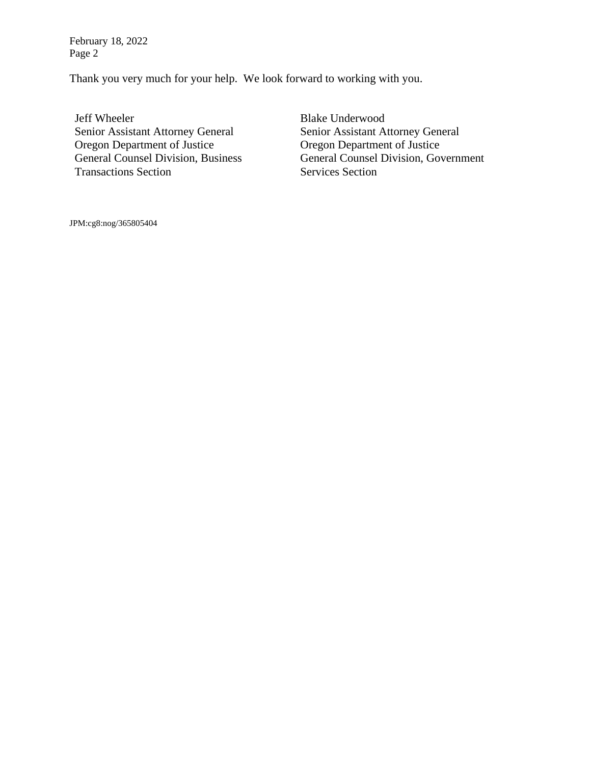Thank you very much for your help. We look forward to working with you.

Jeff Wheeler
Senior Assistant Attorney General
Oregon Department of Justice
General Counsel Division, Business Transactions Section

Blake Underwood
Senior Assistant Attorney General
Oregon Department of Justice
General Counsel Division, Government Services Section

JPM:cg8:nog/365805404